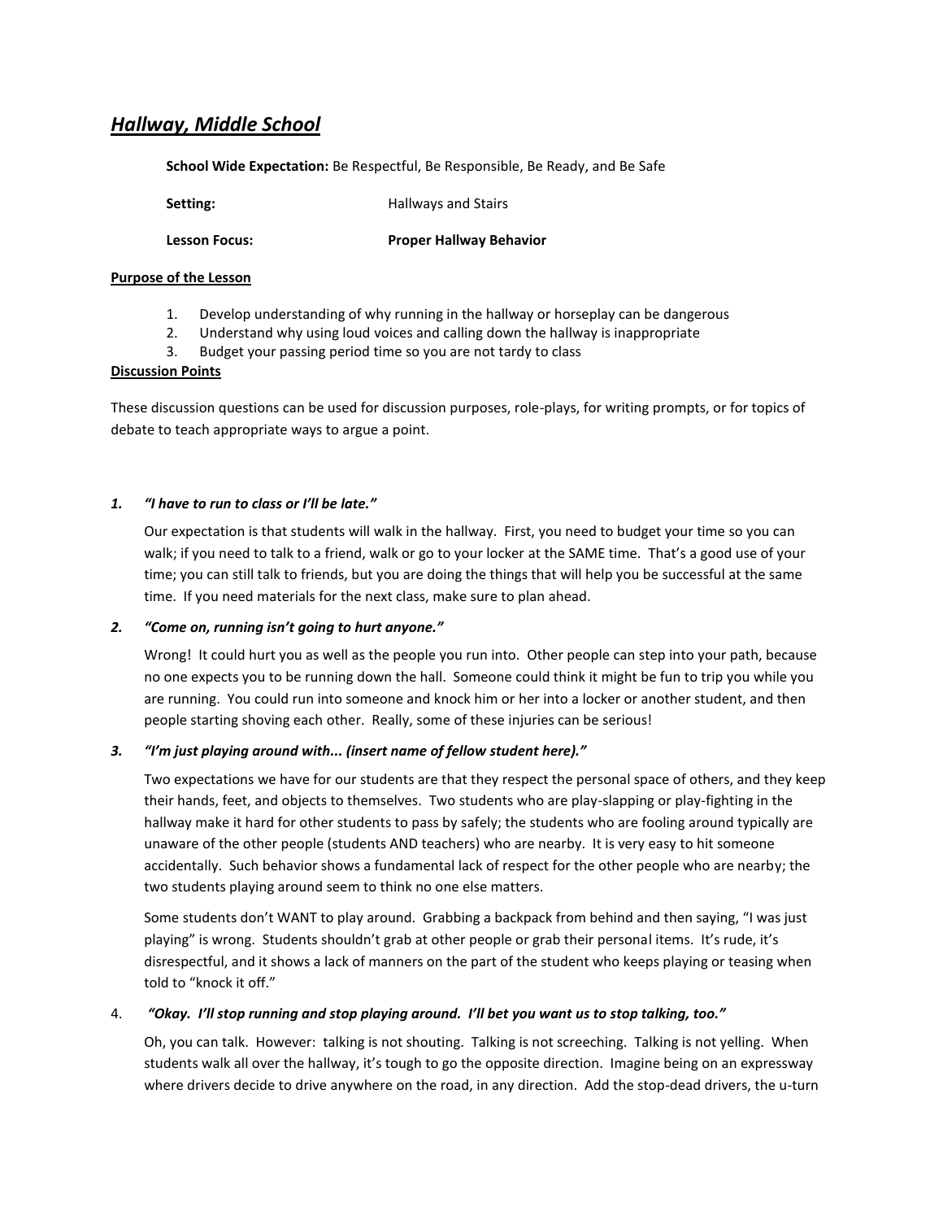## ***Hallway, Middle School***

**School Wide Expectation:** Be Respectful, Be Responsible, Be Ready, and Be Safe

**Setting:** Hallways and Stairs

**Lesson Focus:** **Proper Hallway Behavior**

**Purpose of the Lesson**

1. Develop understanding of why running in the hallway or horseplay can be dangerous
2. Understand why using loud voices and calling down the hallway is inappropriate
3. Budget your passing period time so you are not tardy to class

**Discussion Points**

These discussion questions can be used for discussion purposes, role-plays, for writing prompts, or for topics of debate to teach appropriate ways to argue a point.

***1. "I have to run to class or I'll be late."***

Our expectation is that students will walk in the hallway. First, you need to budget your time so you can walk; if you need to talk to a friend, walk or go to your locker at the SAME time. That's a good use of your time; you can still talk to friends, but you are doing the things that will help you be successful at the same time. If you need materials for the next class, make sure to plan ahead.

***2. "Come on, running isn't going to hurt anyone."***

Wrong! It could hurt you as well as the people you run into. Other people can step into your path, because no one expects you to be running down the hall. Someone could think it might be fun to trip you while you are running. You could run into someone and knock him or her into a locker or another student, and then people starting shoving each other. Really, some of these injuries can be serious!

***3. "I'm just playing around with... (insert name of fellow student here)."***

Two expectations we have for our students are that they respect the personal space of others, and they keep their hands, feet, and objects to themselves. Two students who are play-slapping or play-fighting in the hallway make it hard for other students to pass by safely; the students who are fooling around typically are unaware of the other people (students AND teachers) who are nearby. It is very easy to hit someone accidentally. Such behavior shows a fundamental lack of respect for the other people who are nearby; the two students playing around seem to think no one else matters.

Some students don't WANT to play around. Grabbing a backpack from behind and then saying, "I was just playing" is wrong. Students shouldn't grab at other people or grab their personal items. It's rude, it's disrespectful, and it shows a lack of manners on the part of the student who keeps playing or teasing when told to "knock it off."

4. ***"Okay. I'll stop running and stop playing around. I'll bet you want us to stop talking, too."***

Oh, you can talk. However: talking is not shouting. Talking is not screeching. Talking is not yelling. When students walk all over the hallway, it's tough to go the opposite direction. Imagine being on an expressway where drivers decide to drive anywhere on the road, in any direction. Add the stop-dead drivers, the u-turn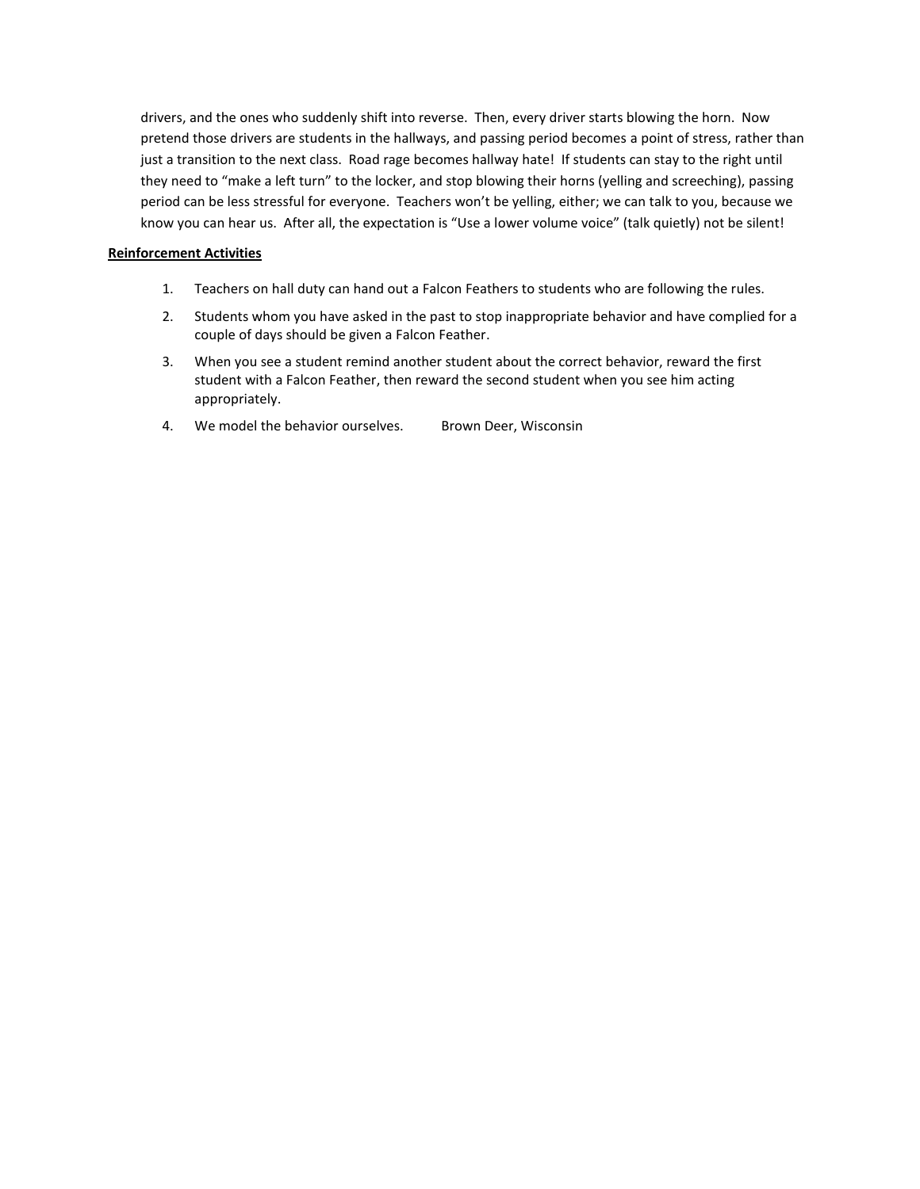drivers, and the ones who suddenly shift into reverse. Then, every driver starts blowing the horn. Now pretend those drivers are students in the hallways, and passing period becomes a point of stress, rather than just a transition to the next class. Road rage becomes hallway hate! If students can stay to the right until they need to "make a left turn" to the locker, and stop blowing their horns (yelling and screeching), passing period can be less stressful for everyone. Teachers won't be yelling, either; we can talk to you, because we know you can hear us. After all, the expectation is "Use a lower volume voice" (talk quietly) not be silent!

**Reinforcement Activities**

1. Teachers on hall duty can hand out a Falcon Feathers to students who are following the rules.
2. Students whom you have asked in the past to stop inappropriate behavior and have complied for a couple of days should be given a Falcon Feather.
3. When you see a student remind another student about the correct behavior, reward the first student with a Falcon Feather, then reward the second student when you see him acting appropriately.
4. We model the behavior ourselves.

Brown Deer, Wisconsin